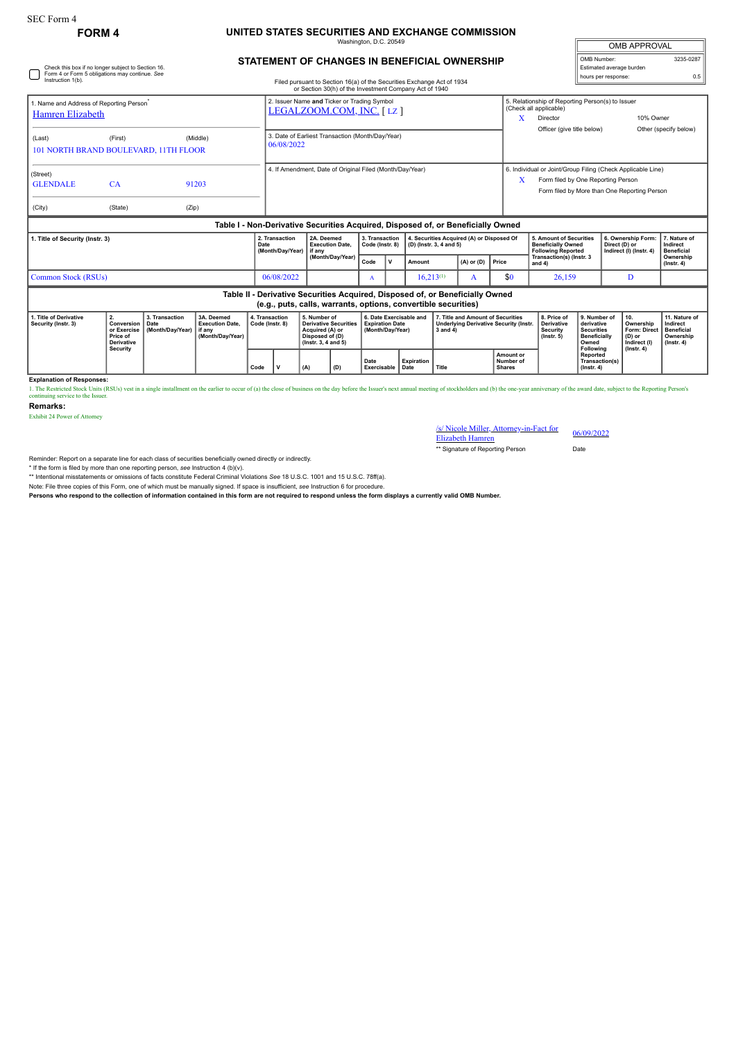SEC Form 4

# FORM 4

## UNITED STATES SECURITIES AND EXCHANGE COMMISSION

Washington, D.C. 20549

### STATEMENT OF CHANGES IN BENEFICIAL OWNERSHIP

Filed pursuant to Section 16(a) of the Securities Exchange Act of 1934 or Section 30(h) of the Investment Company Act of 1940

| OMB APPROVAL | |
|---|---|
| OMB Number: | 3235-0287 |
| Estimated average burden | |
| hours per response: | 0.5 |

☐ Check this box if no longer subject to Section 16. Form 4 or Form 5 obligations may continue. *See* Instruction 1(b).

| 1. Name and Address of Reporting Person* | 2. Issuer Name **and** Ticker or Trading Symbol | 5. Relationship of Reporting Person(s) to Issuer (Check all applicable) |
|---|---|---|
| Hamren Elizabeth | LEGALZOOM.COM, INC. [ LZ ] | X Director; 10% Owner; Officer (give title below); Other (specify below) |
| (Last) (First) (Middle) 101 NORTH BRAND BOULEVARD, 11TH FLOOR | 3. Date of Earliest Transaction (Month/Day/Year) 06/08/2022 | |
| (Street) GLENDALE CA 91203 | 4. If Amendment, Date of Original Filed (Month/Day/Year) | 6. Individual or Joint/Group Filing (Check Applicable Line) X Form filed by One Reporting Person; Form filed by More than One Reporting Person |
| (City) (State) (Zip) | | |

**Table I - Non-Derivative Securities Acquired, Disposed of, or Beneficially Owned**

| 1. Title of Security (Instr. 3) | 2. Transaction Date (Month/Day/Year) | 2A. Deemed Execution Date, if any (Month/Day/Year) | 3. Transaction Code (Instr. 8) | | 4. Securities Acquired (A) or Disposed Of (D) (Instr. 3, 4 and 5) | | | 5. Amount of Securities Beneficially Owned Following Reported Transaction(s) (Instr. 3 and 4) | 6. Ownership Form: Direct (D) or Indirect (I) (Instr. 4) | 7. Nature of Indirect Beneficial Ownership (Instr. 4) |
|---|---|---|---|---|---|---|---|---|---|---|
| | | | Code | V | Amount | (A) or (D) | Price | | | |
| Common Stock (RSUs) | 06/08/2022 | | A | | 16,213[(1)] | A | $0 | 26,159 | D | |

**Table II - Derivative Securities Acquired, Disposed of, or Beneficially Owned (e.g., puts, calls, warrants, options, convertible securities)**

| 1. Title of Derivative Security (Instr. 3) | 2. Conversion or Exercise Price of Derivative Security | 3. Transaction Date (Month/Day/Year) | 3A. Deemed Execution Date, if any (Month/Day/Year) | 4. Transaction Code (Instr. 8) | | 5. Number of Derivative Securities Acquired (A) or Disposed of (D) (Instr. 3, 4 and 5) | | 6. Date Exercisable and Expiration Date (Month/Day/Year) | | 7. Title and Amount of Securities Underlying Derivative Security (Instr. 3 and 4) | | 8. Price of Derivative Security (Instr. 5) | 9. Number of derivative Securities Beneficially Owned Following Reported Transaction(s) (Instr. 4) | 10. Ownership Form: Direct (D) or Indirect (I) (Instr. 4) | 11. Nature of Indirect Beneficial Ownership (Instr. 4) |
|---|---|---|---|---|---|---|---|---|---|---|---|---|---|---|---|
| | | | | Code | V | (A) | (D) | Date Exercisable | Expiration Date | Title | Amount or Number of Shares | | | | |

**Explanation of Responses:**

1. The Restricted Stock Units (RSUs) vest in a single installment on the earlier to occur of (a) the close of business on the day before the Issuer's next annual meeting of stockholders and (b) the one-year anniversary of the award date, subject to the Reporting Person's continuing service to the Issuer.

**Remarks:**

Exhibit 24 Power of Attorney

/s/ Nicole Miller, Attorney-in-Fact for Elizabeth Hamren — 06/09/2022

** Signature of Reporting Person — Date

Reminder: Report on a separate line for each class of securities beneficially owned directly or indirectly.

\* If the form is filed by more than one reporting person, *see* Instruction 4 (b)(v).

\*\* Intentional misstatements or omissions of facts constitute Federal Criminal Violations *See* 18 U.S.C. 1001 and 15 U.S.C. 78ff(a).

Note: File three copies of this Form, one of which must be manually signed. If space is insufficient, *see* Instruction 6 for procedure.

**Persons who respond to the collection of information contained in this form are not required to respond unless the form displays a currently valid OMB Number.**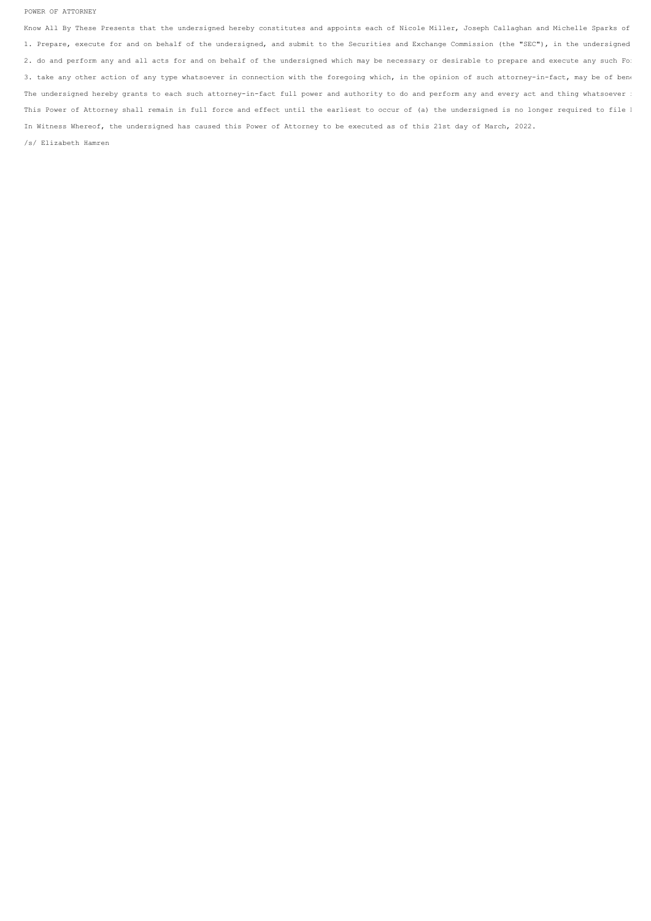POWER OF ATTORNEY

Know All By These Presents that the undersigned hereby constitutes and appoints each of Nicole Miller, Joseph Callaghan and Michelle Sparks of

1. Prepare, execute for and on behalf of the undersigned, and submit to the Securities and Exchange Commission (the "SEC"), in the undersigned

2. do and perform any and all acts for and on behalf of the undersigned which may be necessary or desirable to prepare and execute any such Fo

3. take any other action of any type whatsoever in connection with the foregoing which, in the opinion of such attorney-in-fact, may be of bene

The undersigned hereby grants to each such attorney-in-fact full power and authority to do and perform any and every act and thing whatsoever

This Power of Attorney shall remain in full force and effect until the earliest to occur of (a) the undersigned is no longer required to file

In Witness Whereof, the undersigned has caused this Power of Attorney to be executed as of this 21st day of March, 2022.

/s/ Elizabeth Hamren